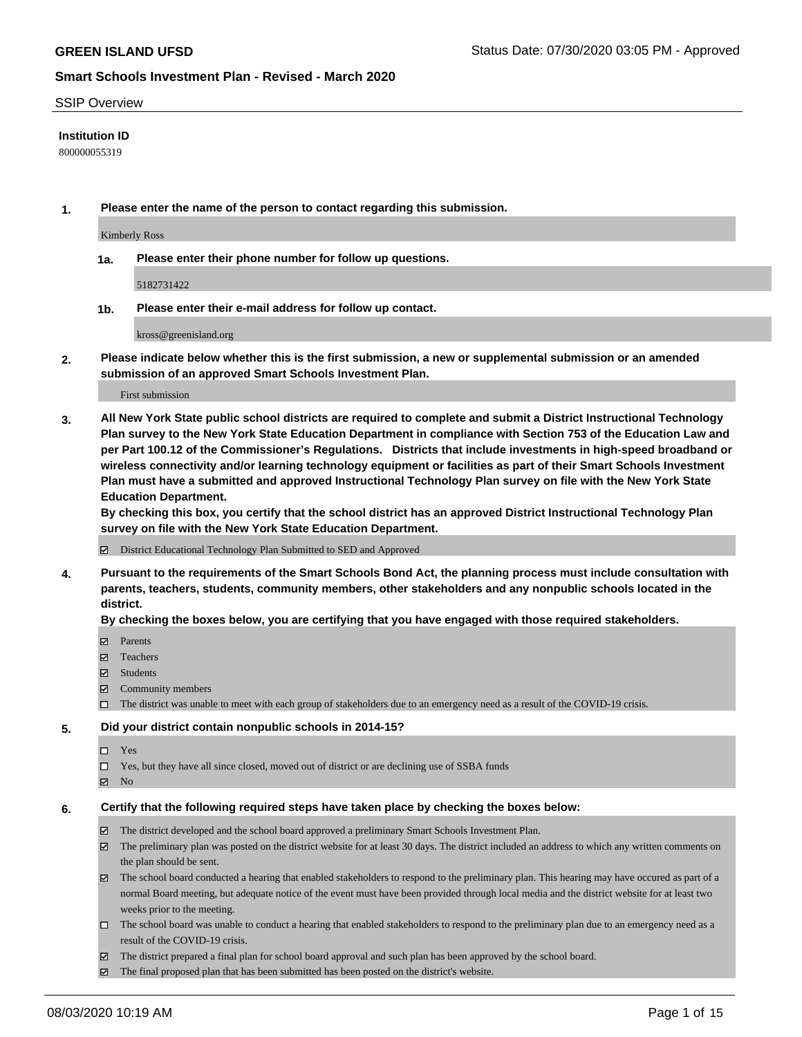**GREEN ISLAND UFSD**

Status Date: 07/30/2020 03:05 PM - Approved

**Smart Schools Investment Plan - Revised - March 2020**

SSIP Overview

**Institution ID**

800000055319

**1. Please enter the name of the person to contact regarding this submission.**

Kimberly Ross

**1a. Please enter their phone number for follow up questions.**

5182731422

**1b. Please enter their e-mail address for follow up contact.**

kross@greenisland.org

**2. Please indicate below whether this is the first submission, a new or supplemental submission or an amended submission of an approved Smart Schools Investment Plan.**

First submission

**3. All New York State public school districts are required to complete and submit a District Instructional Technology Plan survey to the New York State Education Department in compliance with Section 753 of the Education Law and per Part 100.12 of the Commissioner's Regulations. Districts that include investments in high-speed broadband or wireless connectivity and/or learning technology equipment or facilities as part of their Smart Schools Investment Plan must have a submitted and approved Instructional Technology Plan survey on file with the New York State Education Department.**
**By checking this box, you certify that the school district has an approved District Instructional Technology Plan survey on file with the New York State Education Department.**

- [x] District Educational Technology Plan Submitted to SED and Approved

**4. Pursuant to the requirements of the Smart Schools Bond Act, the planning process must include consultation with parents, teachers, students, community members, other stakeholders and any nonpublic schools located in the district.**
**By checking the boxes below, you are certifying that you have engaged with those required stakeholders.**

- [x] Parents
- [x] Teachers
- [x] Students
- [x] Community members
- [ ] The district was unable to meet with each group of stakeholders due to an emergency need as a result of the COVID-19 crisis.

**5. Did your district contain nonpublic schools in 2014-15?**

- [ ] Yes
- [ ] Yes, but they have all since closed, moved out of district or are declining use of SSBA funds
- [x] No

**6. Certify that the following required steps have taken place by checking the boxes below:**

- [x] The district developed and the school board approved a preliminary Smart Schools Investment Plan.
- [x] The preliminary plan was posted on the district website for at least 30 days. The district included an address to which any written comments on the plan should be sent.
- [x] The school board conducted a hearing that enabled stakeholders to respond to the preliminary plan. This hearing may have occured as part of a normal Board meeting, but adequate notice of the event must have been provided through local media and the district website for at least two weeks prior to the meeting.
- [ ] The school board was unable to conduct a hearing that enabled stakeholders to respond to the preliminary plan due to an emergency need as a result of the COVID-19 crisis.
- [x] The district prepared a final plan for school board approval and such plan has been approved by the school board.
- [x] The final proposed plan that has been submitted has been posted on the district's website.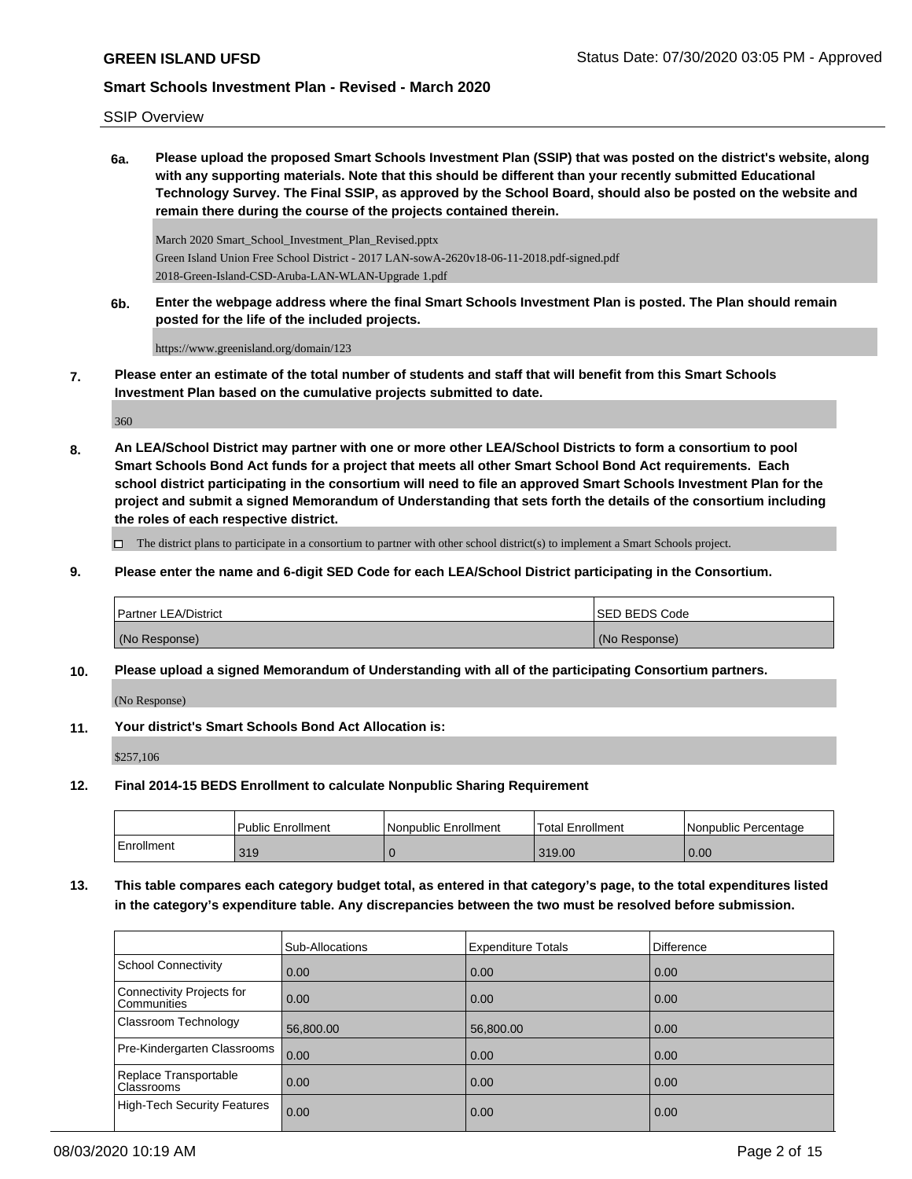SSIP Overview

**6a. Please upload the proposed Smart Schools Investment Plan (SSIP) that was posted on the district's website, along with any supporting materials. Note that this should be different than your recently submitted Educational Technology Survey. The Final SSIP, as approved by the School Board, should also be posted on the website and remain there during the course of the projects contained therein.**

March 2020 Smart_School_Investment_Plan_Revised.pptx
Green Island Union Free School District - 2017 LAN-sowA-2620v18-06-11-2018.pdf-signed.pdf
2018-Green-Island-CSD-Aruba-LAN-WLAN-Upgrade 1.pdf

**6b. Enter the webpage address where the final Smart Schools Investment Plan is posted. The Plan should remain posted for the life of the included projects.**

https://www.greenisland.org/domain/123

**7. Please enter an estimate of the total number of students and staff that will benefit from this Smart Schools Investment Plan based on the cumulative projects submitted to date.**

360

**8. An LEA/School District may partner with one or more other LEA/School Districts to form a consortium to pool Smart Schools Bond Act funds for a project that meets all other Smart School Bond Act requirements. Each school district participating in the consortium will need to file an approved Smart Schools Investment Plan for the project and submit a signed Memorandum of Understanding that sets forth the details of the consortium including the roles of each respective district.**

☐ The district plans to participate in a consortium to partner with other school district(s) to implement a Smart Schools project.

**9. Please enter the name and 6-digit SED Code for each LEA/School District participating in the Consortium.**

| Partner LEA/District | SED BEDS Code |
|---|---|
| (No Response) | (No Response) |

**10. Please upload a signed Memorandum of Understanding with all of the participating Consortium partners.**

(No Response)

**11. Your district's Smart Schools Bond Act Allocation is:**

$257,106

**12. Final 2014-15 BEDS Enrollment to calculate Nonpublic Sharing Requirement**

| | Public Enrollment | Nonpublic Enrollment | Total Enrollment | Nonpublic Percentage |
|---|---|---|---|---|
| Enrollment | 319 | 0 | 319.00 | 0.00 |

**13. This table compares each category budget total, as entered in that category's page, to the total expenditures listed in the category's expenditure table. Any discrepancies between the two must be resolved before submission.**

| | Sub-Allocations | Expenditure Totals | Difference |
|---|---|---|---|
| School Connectivity | 0.00 | 0.00 | 0.00 |
| Connectivity Projects for Communities | 0.00 | 0.00 | 0.00 |
| Classroom Technology | 56,800.00 | 56,800.00 | 0.00 |
| Pre-Kindergarten Classrooms | 0.00 | 0.00 | 0.00 |
| Replace Transportable Classrooms | 0.00 | 0.00 | 0.00 |
| High-Tech Security Features | 0.00 | 0.00 | 0.00 |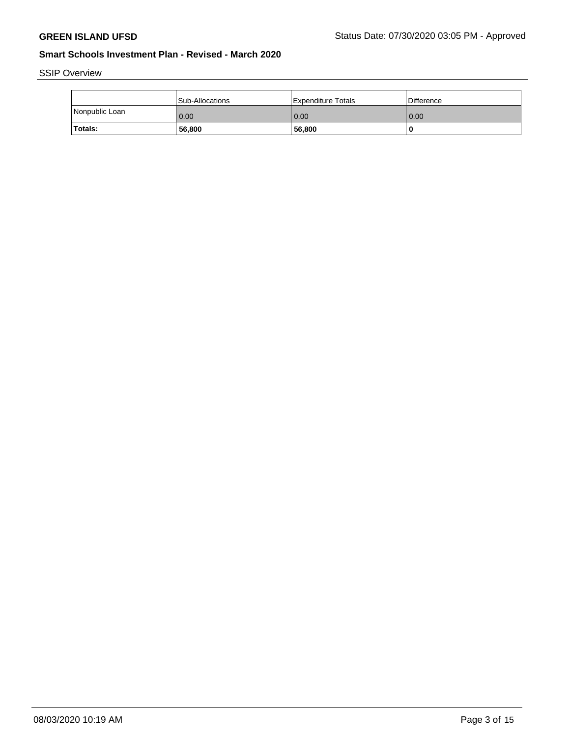## SSIP Overview

| | Sub-Allocations | Expenditure Totals | Difference |
|---|---|---|---|
| Nonpublic Loan | 0.00 | 0.00 | 0.00 |
| **Totals:** | **56,800** | **56,800** | **0** |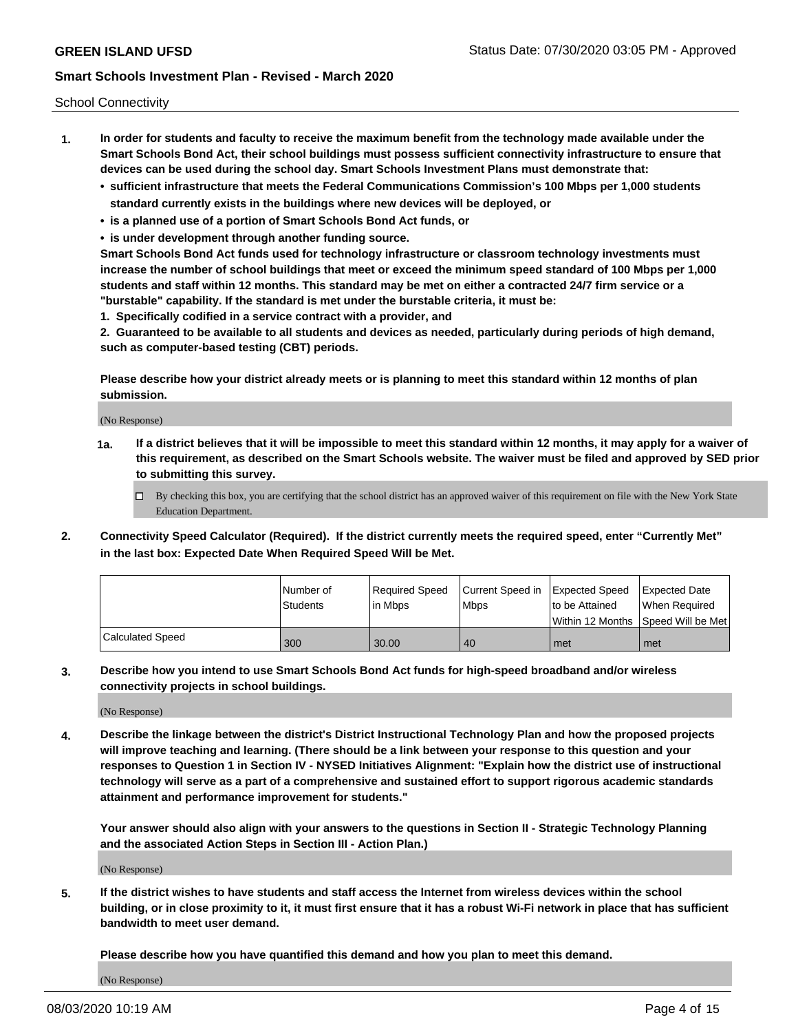School Connectivity

1. **In order for students and faculty to receive the maximum benefit from the technology made available under the Smart Schools Bond Act, their school buildings must possess sufficient connectivity infrastructure to ensure that devices can be used during the school day. Smart Schools Investment Plans must demonstrate that:**
   - **sufficient infrastructure that meets the Federal Communications Commission's 100 Mbps per 1,000 students standard currently exists in the buildings where new devices will be deployed, or**
   - **is a planned use of a portion of Smart Schools Bond Act funds, or**
   - **is under development through another funding source.**

   **Smart Schools Bond Act funds used for technology infrastructure or classroom technology investments must increase the number of school buildings that meet or exceed the minimum speed standard of 100 Mbps per 1,000 students and staff within 12 months. This standard may be met on either a contracted 24/7 firm service or a "burstable" capability. If the standard is met under the burstable criteria, it must be:**

   **1. Specifically codified in a service contract with a provider, and**

   **2. Guaranteed to be available to all students and devices as needed, particularly during periods of high demand, such as computer-based testing (CBT) periods.**

   **Please describe how your district already meets or is planning to meet this standard within 12 months of plan submission.**

   (No Response)

   **1a. If a district believes that it will be impossible to meet this standard within 12 months, it may apply for a waiver of this requirement, as described on the Smart Schools website. The waiver must be filed and approved by SED prior to submitting this survey.**

   ☐ By checking this box, you are certifying that the school district has an approved waiver of this requirement on file with the New York State Education Department.

2. **Connectivity Speed Calculator (Required). If the district currently meets the required speed, enter "Currently Met" in the last box: Expected Date When Required Speed Will be Met.**

| | Number of Students | Required Speed in Mbps | Current Speed in Mbps | Expected Speed to be Attained Within 12 Months | Expected Date When Required Speed Will be Met |
|---|---|---|---|---|---|
| Calculated Speed | 300 | 30.00 | 40 | met | met |

3. **Describe how you intend to use Smart Schools Bond Act funds for high-speed broadband and/or wireless connectivity projects in school buildings.**

   (No Response)

4. **Describe the linkage between the district's District Instructional Technology Plan and how the proposed projects will improve teaching and learning. (There should be a link between your response to this question and your responses to Question 1 in Section IV - NYSED Initiatives Alignment: "Explain how the district use of instructional technology will serve as a part of a comprehensive and sustained effort to support rigorous academic standards attainment and performance improvement for students."**

   **Your answer should also align with your answers to the questions in Section II - Strategic Technology Planning and the associated Action Steps in Section III - Action Plan.)**

   (No Response)

5. **If the district wishes to have students and staff access the Internet from wireless devices within the school building, or in close proximity to it, it must first ensure that it has a robust Wi-Fi network in place that has sufficient bandwidth to meet user demand.**

   **Please describe how you have quantified this demand and how you plan to meet this demand.**

   (No Response)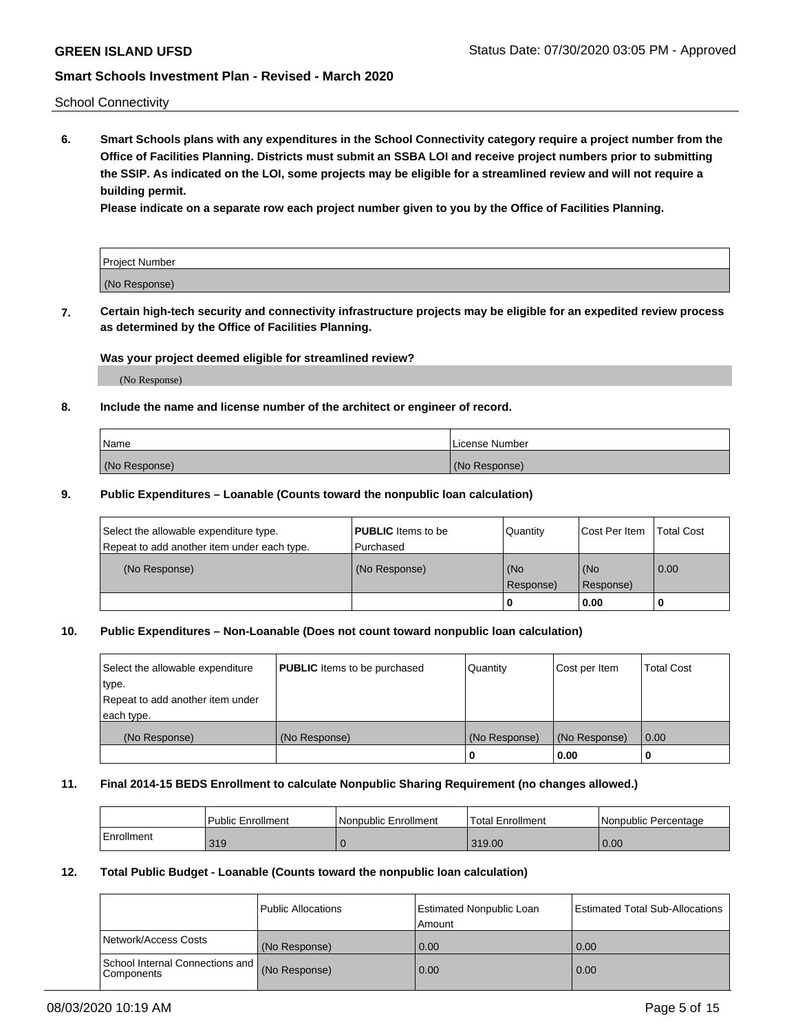School Connectivity

**6. Smart Schools plans with any expenditures in the School Connectivity category require a project number from the Office of Facilities Planning. Districts must submit an SSBA LOI and receive project numbers prior to submitting the SSIP. As indicated on the LOI, some projects may be eligible for a streamlined review and will not require a building permit.**

**Please indicate on a separate row each project number given to you by the Office of Facilities Planning.**

| Project Number |
|---|
| (No Response) |

**7. Certain high-tech security and connectivity infrastructure projects may be eligible for an expedited review process as determined by the Office of Facilities Planning.**

**Was your project deemed eligible for streamlined review?**

(No Response)

**8. Include the name and license number of the architect or engineer of record.**

| Name | License Number |
|---|---|
| (No Response) | (No Response) |

**9. Public Expenditures – Loanable (Counts toward the nonpublic loan calculation)**

| Select the allowable expenditure type. Repeat to add another item under each type. | **PUBLIC** Items to be Purchased | Quantity | Cost Per Item | Total Cost |
|---|---|---|---|---|
| (No Response) | (No Response) | (No Response) | (No Response) | 0.00 |
| | | 0 | 0.00 | 0 |

**10. Public Expenditures – Non-Loanable (Does not count toward nonpublic loan calculation)**

| Select the allowable expenditure type. Repeat to add another item under each type. | **PUBLIC** Items to be purchased | Quantity | Cost per Item | Total Cost |
|---|---|---|---|---|
| (No Response) | (No Response) | (No Response) | (No Response) | 0.00 |
| | | 0 | 0.00 | 0 |

**11. Final 2014-15 BEDS Enrollment to calculate Nonpublic Sharing Requirement (no changes allowed.)**

| | Public Enrollment | Nonpublic Enrollment | Total Enrollment | Nonpublic Percentage |
|---|---|---|---|---|
| Enrollment | 319 | 0 | 319.00 | 0.00 |

**12. Total Public Budget - Loanable (Counts toward the nonpublic loan calculation)**

| | Public Allocations | Estimated Nonpublic Loan Amount | Estimated Total Sub-Allocations |
|---|---|---|---|
| Network/Access Costs | (No Response) | 0.00 | 0.00 |
| School Internal Connections and Components | (No Response) | 0.00 | 0.00 |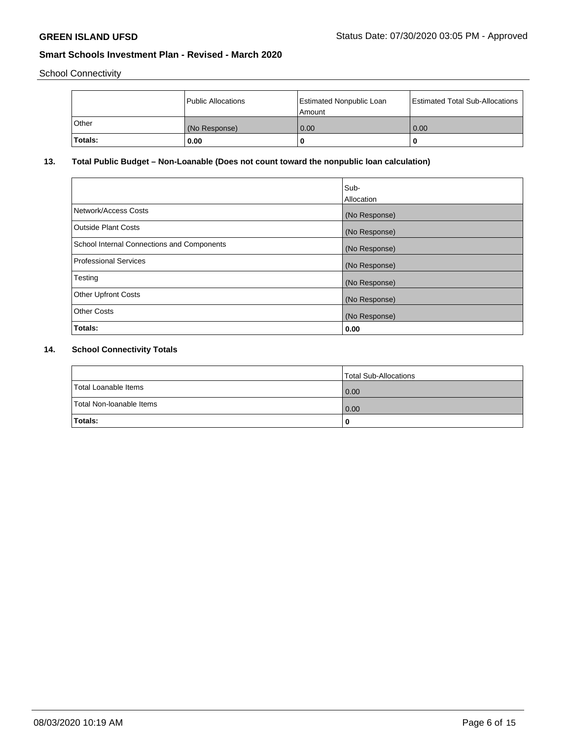School Connectivity

| | Public Allocations | Estimated Nonpublic Loan Amount | Estimated Total Sub-Allocations |
|---|---|---|---|
| Other | (No Response) | 0.00 | 0.00 |
| **Totals:** | **0.00** | **0** | **0** |

## 13. Total Public Budget – Non-Loanable (Does not count toward the nonpublic loan calculation)

| | Sub-Allocation |
|---|---|
| Network/Access Costs | (No Response) |
| Outside Plant Costs | (No Response) |
| School Internal Connections and Components | (No Response) |
| Professional Services | (No Response) |
| Testing | (No Response) |
| Other Upfront Costs | (No Response) |
| Other Costs | (No Response) |
| **Totals:** | **0.00** |

## 14. School Connectivity Totals

| | Total Sub-Allocations |
|---|---|
| Total Loanable Items | 0.00 |
| Total Non-loanable Items | 0.00 |
| **Totals:** | **0** |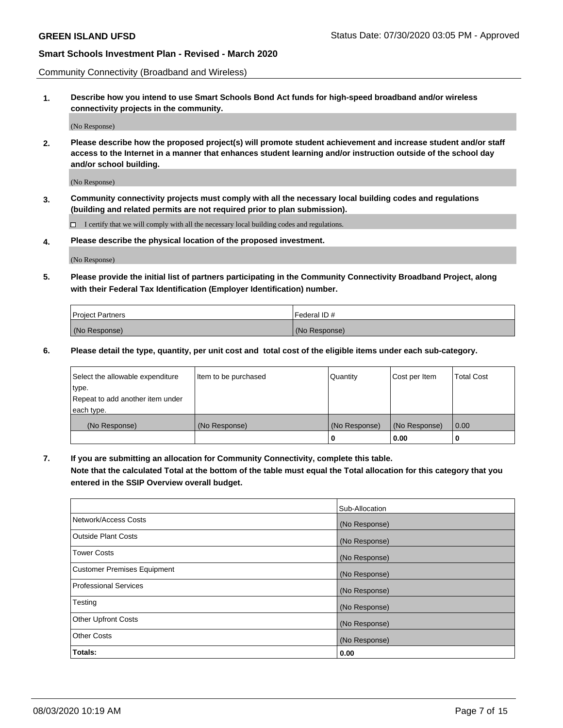Community Connectivity (Broadband and Wireless)

**1. Describe how you intend to use Smart Schools Bond Act funds for high-speed broadband and/or wireless connectivity projects in the community.**

(No Response)

**2. Please describe how the proposed project(s) will promote student achievement and increase student and/or staff access to the Internet in a manner that enhances student learning and/or instruction outside of the school day and/or school building.**

(No Response)

**3. Community connectivity projects must comply with all the necessary local building codes and regulations (building and related permits are not required prior to plan submission).**

☐ I certify that we will comply with all the necessary local building codes and regulations.

**4. Please describe the physical location of the proposed investment.**

(No Response)

**5. Please provide the initial list of partners participating in the Community Connectivity Broadband Project, along with their Federal Tax Identification (Employer Identification) number.**

| Project Partners | Federal ID # |
|---|---|
| (No Response) | (No Response) |

**6. Please detail the type, quantity, per unit cost and total cost of the eligible items under each sub-category.**

| Select the allowable expenditure type. Repeat to add another item under each type. | Item to be purchased | Quantity | Cost per Item | Total Cost |
|---|---|---|---|---|
| (No Response) | (No Response) | (No Response) | (No Response) | 0.00 |
| | | **0** | **0.00** | **0** |

**7. If you are submitting an allocation for Community Connectivity, complete this table. Note that the calculated Total at the bottom of the table must equal the Total allocation for this category that you entered in the SSIP Overview overall budget.**

| | Sub-Allocation |
|---|---|
| Network/Access Costs | (No Response) |
| Outside Plant Costs | (No Response) |
| Tower Costs | (No Response) |
| Customer Premises Equipment | (No Response) |
| Professional Services | (No Response) |
| Testing | (No Response) |
| Other Upfront Costs | (No Response) |
| Other Costs | (No Response) |
| **Totals:** | **0.00** |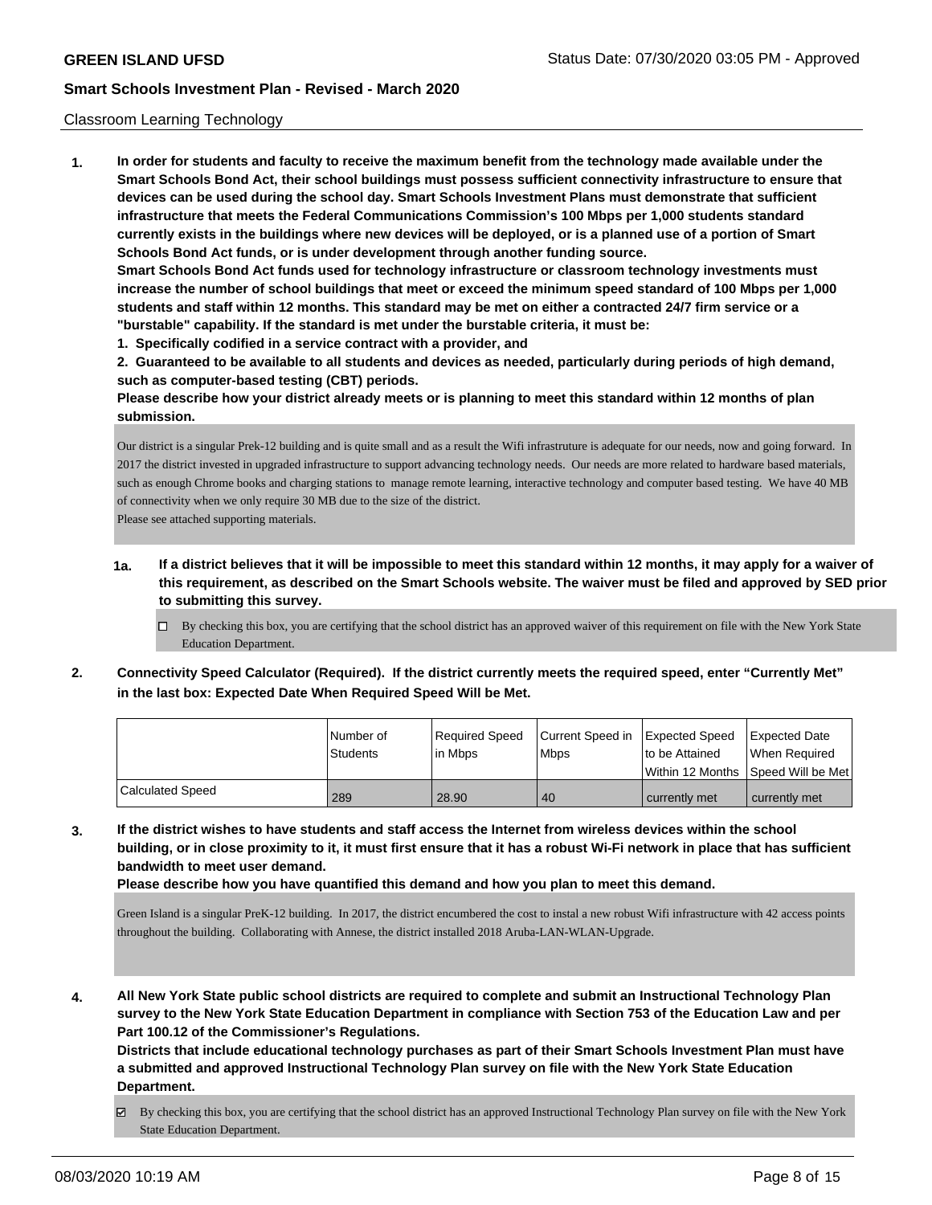Classroom Learning Technology

**1. In order for students and faculty to receive the maximum benefit from the technology made available under the Smart Schools Bond Act, their school buildings must possess sufficient connectivity infrastructure to ensure that devices can be used during the school day. Smart Schools Investment Plans must demonstrate that sufficient infrastructure that meets the Federal Communications Commission's 100 Mbps per 1,000 students standard currently exists in the buildings where new devices will be deployed, or is a planned use of a portion of Smart Schools Bond Act funds, or is under development through another funding source.**

**Smart Schools Bond Act funds used for technology infrastructure or classroom technology investments must increase the number of school buildings that meet or exceed the minimum speed standard of 100 Mbps per 1,000 students and staff within 12 months. This standard may be met on either a contracted 24/7 firm service or a "burstable" capability. If the standard is met under the burstable criteria, it must be:**

**1. Specifically codified in a service contract with a provider, and**

**2. Guaranteed to be available to all students and devices as needed, particularly during periods of high demand, such as computer-based testing (CBT) periods.**

**Please describe how your district already meets or is planning to meet this standard within 12 months of plan submission.**

Our district is a singular Prek-12 building and is quite small and as a result the Wifi infrastruture is adequate for our needs, now and going forward. In 2017 the district invested in upgraded infrastructure to support advancing technology needs. Our needs are more related to hardware based materials, such as enough Chrome books and charging stations to manage remote learning, interactive technology and computer based testing. We have 40 MB of connectivity when we only require 30 MB due to the size of the district.
Please see attached supporting materials.

**1a. If a district believes that it will be impossible to meet this standard within 12 months, it may apply for a waiver of this requirement, as described on the Smart Schools website. The waiver must be filed and approved by SED prior to submitting this survey.**

☐ By checking this box, you are certifying that the school district has an approved waiver of this requirement on file with the New York State Education Department.

**2. Connectivity Speed Calculator (Required). If the district currently meets the required speed, enter "Currently Met" in the last box: Expected Date When Required Speed Will be Met.**

| | Number of Students | Required Speed in Mbps | Current Speed in Mbps | Expected Speed to be Attained Within 12 Months | Expected Date When Required Speed Will be Met |
|---|---|---|---|---|---|
| Calculated Speed | 289 | 28.90 | 40 | currently met | currently met |

**3. If the district wishes to have students and staff access the Internet from wireless devices within the school building, or in close proximity to it, it must first ensure that it has a robust Wi-Fi network in place that has sufficient bandwidth to meet user demand.**

**Please describe how you have quantified this demand and how you plan to meet this demand.**

Green Island is a singular PreK-12 building. In 2017, the district encumbered the cost to instal a new robust Wifi infrastructure with 42 access points throughout the building. Collaborating with Annese, the district installed 2018 Aruba-LAN-WLAN-Upgrade.

**4. All New York State public school districts are required to complete and submit an Instructional Technology Plan survey to the New York State Education Department in compliance with Section 753 of the Education Law and per Part 100.12 of the Commissioner's Regulations.**

**Districts that include educational technology purchases as part of their Smart Schools Investment Plan must have a submitted and approved Instructional Technology Plan survey on file with the New York State Education Department.**

☑ By checking this box, you are certifying that the school district has an approved Instructional Technology Plan survey on file with the New York State Education Department.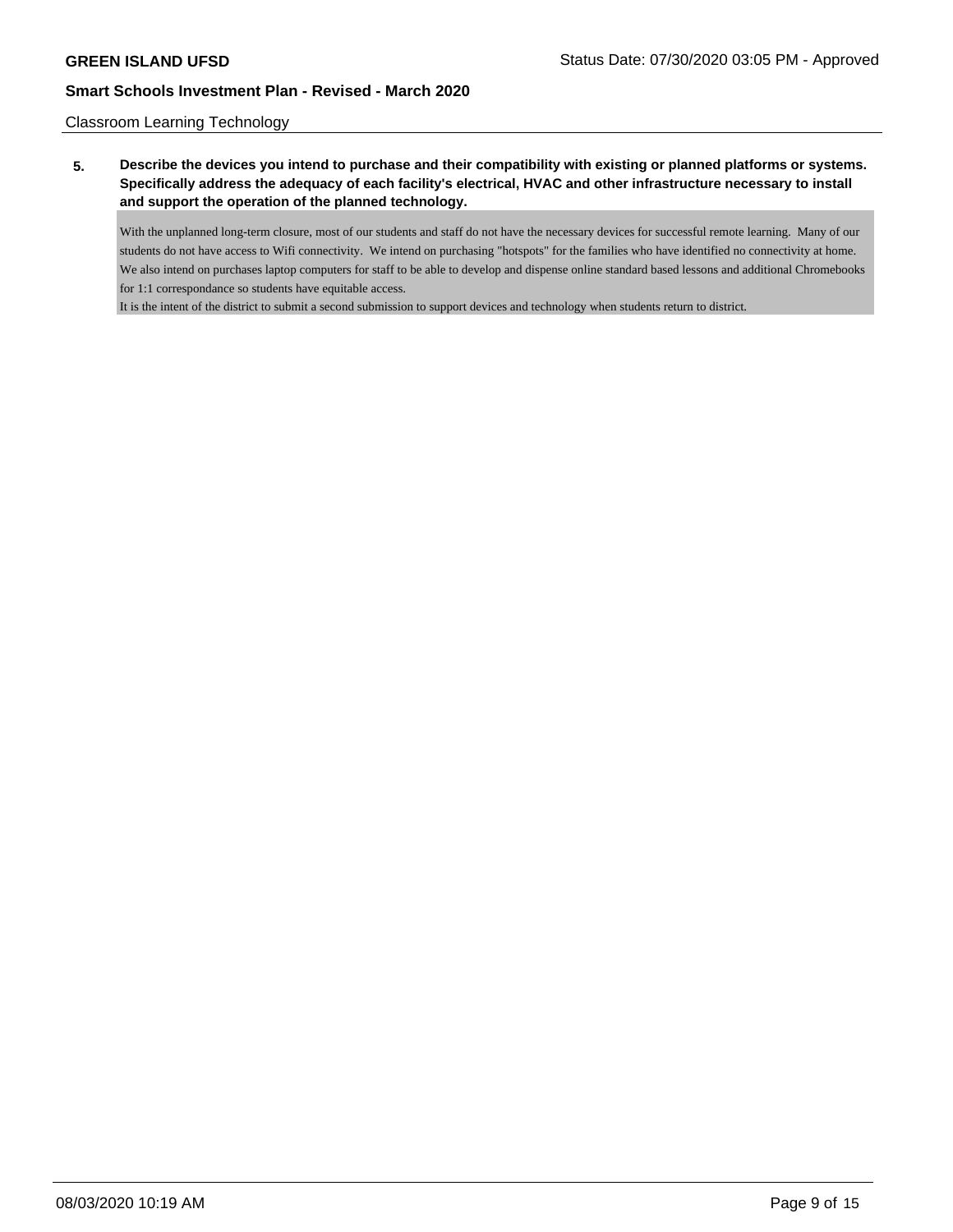Classroom Learning Technology

**5. Describe the devices you intend to purchase and their compatibility with existing or planned platforms or systems. Specifically address the adequacy of each facility's electrical, HVAC and other infrastructure necessary to install and support the operation of the planned technology.**

With the unplanned long-term closure, most of our students and staff do not have the necessary devices for successful remote learning. Many of our students do not have access to Wifi connectivity. We intend on purchasing "hotspots" for the families who have identified no connectivity at home. We also intend on purchases laptop computers for staff to be able to develop and dispense online standard based lessons and additional Chromebooks for 1:1 correspondance so students have equitable access.

It is the intent of the district to submit a second submission to support devices and technology when students return to district.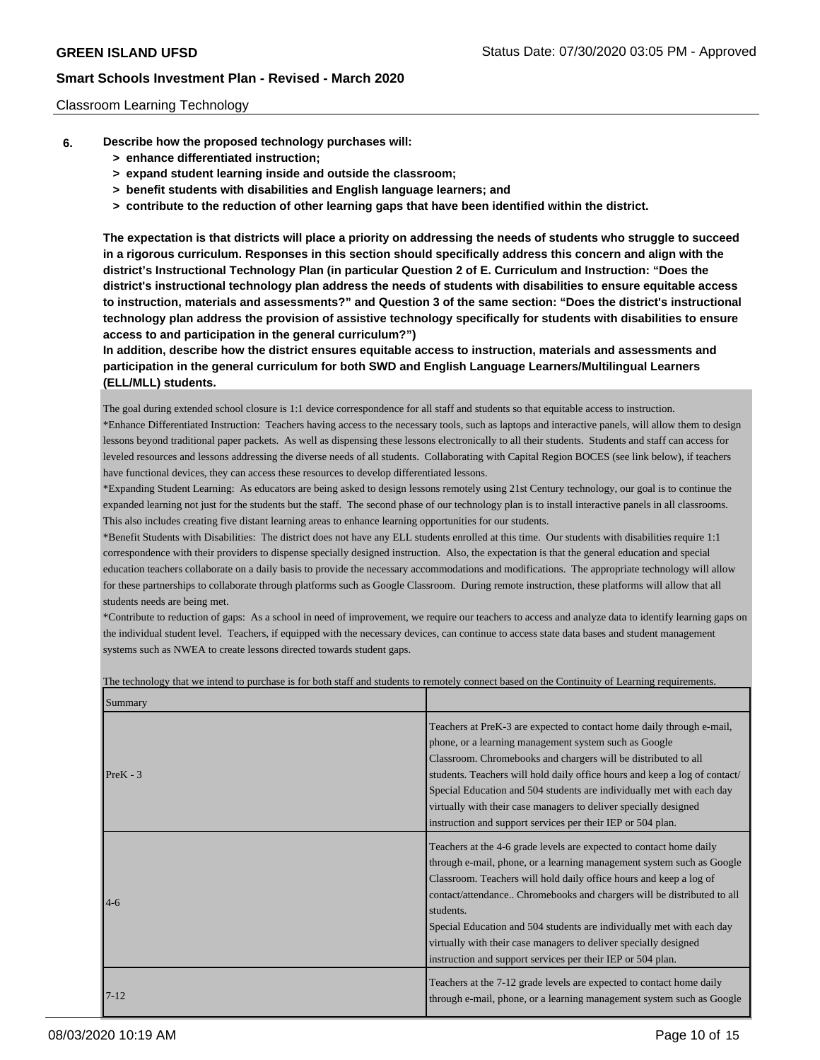Classroom Learning Technology

**6. Describe how the proposed technology purchases will:**
- **> enhance differentiated instruction;**
- **> expand student learning inside and outside the classroom;**
- **> benefit students with disabilities and English language learners; and**
- **> contribute to the reduction of other learning gaps that have been identified within the district.**

**The expectation is that districts will place a priority on addressing the needs of students who struggle to succeed in a rigorous curriculum. Responses in this section should specifically address this concern and align with the district's Instructional Technology Plan (in particular Question 2 of E. Curriculum and Instruction: "Does the district's instructional technology plan address the needs of students with disabilities to ensure equitable access to instruction, materials and assessments?" and Question 3 of the same section: "Does the district's instructional technology plan address the provision of assistive technology specifically for students with disabilities to ensure access to and participation in the general curriculum?")**

**In addition, describe how the district ensures equitable access to instruction, materials and assessments and participation in the general curriculum for both SWD and English Language Learners/Multilingual Learners (ELL/MLL) students.**

The goal during extended school closure is 1:1 device correspondence for all staff and students so that equitable access to instruction.

*Enhance Differentiated Instruction: Teachers having access to the necessary tools, such as laptops and interactive panels, will allow them to design lessons beyond traditional paper packets. As well as dispensing these lessons electronically to all their students. Students and staff can access for leveled resources and lessons addressing the diverse needs of all students. Collaborating with Capital Region BOCES (see link below), if teachers have functional devices, they can access these resources to develop differentiated lessons.

*Expanding Student Learning: As educators are being asked to design lessons remotely using 21st Century technology, our goal is to continue the expanded learning not just for the students but the staff. The second phase of our technology plan is to install interactive panels in all classrooms. This also includes creating five distant learning areas to enhance learning opportunities for our students.

*Benefit Students with Disabilities: The district does not have any ELL students enrolled at this time. Our students with disabilities require 1:1 correspondence with their providers to dispense specially designed instruction. Also, the expectation is that the general education and special education teachers collaborate on a daily basis to provide the necessary accommodations and modifications. The appropriate technology will allow for these partnerships to collaborate through platforms such as Google Classroom. During remote instruction, these platforms will allow that all students needs are being met.

*Contribute to reduction of gaps: As a school in need of improvement, we require our teachers to access and analyze data to identify learning gaps on the individual student level. Teachers, if equipped with the necessary devices, can continue to access state data bases and student management systems such as NWEA to create lessons directed towards student gaps.

The technology that we intend to purchase is for both staff and students to remotely connect based on the Continuity of Learning requirements.

| Summary | |
|---|---|
| PreK - 3 | Teachers at PreK-3 are expected to contact home daily through e-mail, phone, or a learning management system such as Google Classroom. Chromebooks and chargers will be distributed to all students. Teachers will hold daily office hours and keep a log of contact/ Special Education and 504 students are individually met with each day virtually with their case managers to deliver specially designed instruction and support services per their IEP or 504 plan. |
| 4-6 | Teachers at the 4-6 grade levels are expected to contact home daily through e-mail, phone, or a learning management system such as Google Classroom. Teachers will hold daily office hours and keep a log of contact/attendance.. Chromebooks and chargers will be distributed to all students.<br>Special Education and 504 students are individually met with each day virtually with their case managers to deliver specially designed instruction and support services per their IEP or 504 plan. |
| 7-12 | Teachers at the 7-12 grade levels are expected to contact home daily through e-mail, phone, or a learning management system such as Google |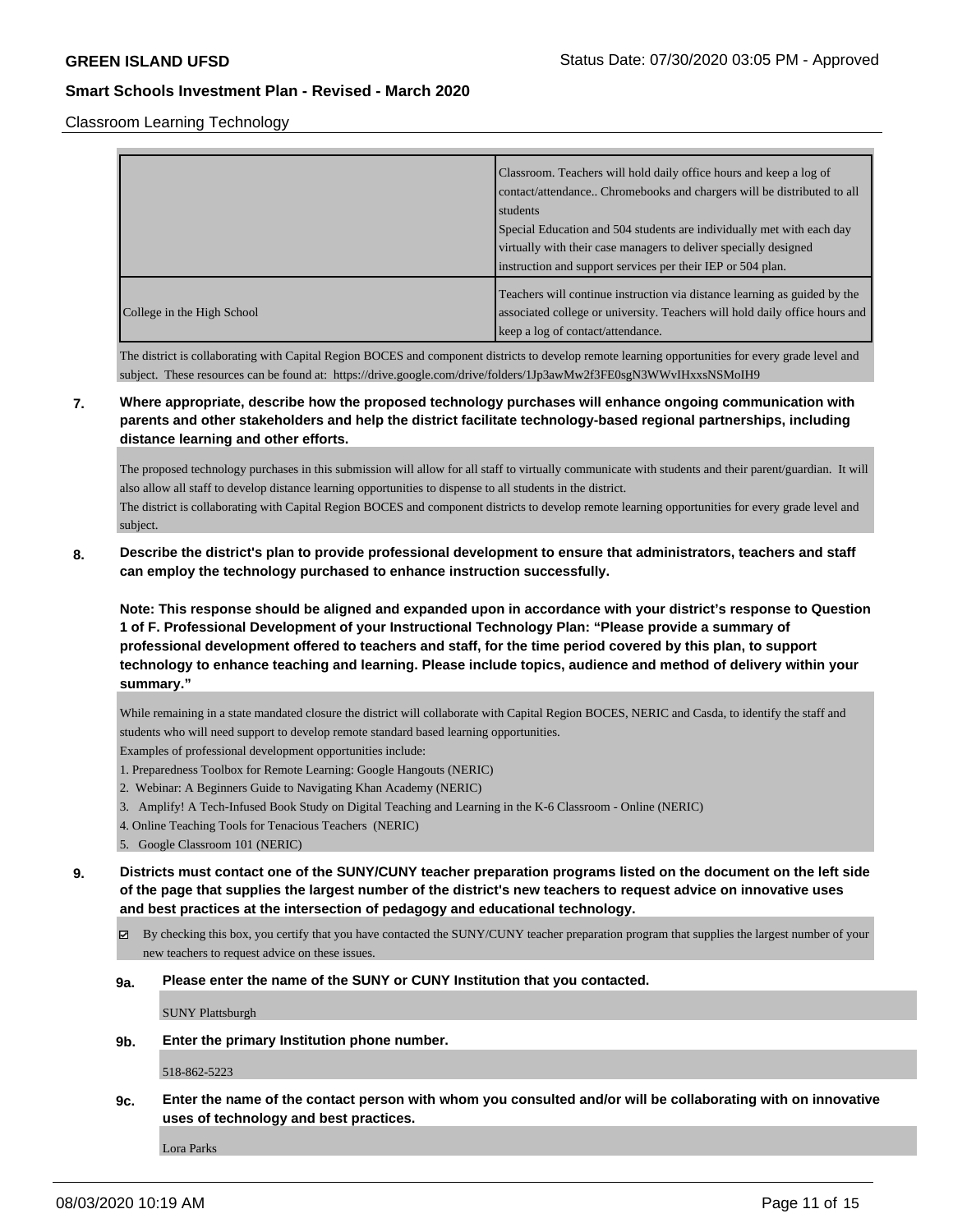Classroom Learning Technology

| | |
|---|---|
| | Classroom. Teachers will hold daily office hours and keep a log of contact/attendance.. Chromebooks and chargers will be distributed to all students<br>Special Education and 504 students are individually met with each day virtually with their case managers to deliver specially designed instruction and support services per their IEP or 504 plan. |
| College in the High School | Teachers will continue instruction via distance learning as guided by the associated college or university. Teachers will hold daily office hours and keep a log of contact/attendance. |

The district is collaborating with Capital Region BOCES and component districts to develop remote learning opportunities for every grade level and subject. These resources can be found at: https://drive.google.com/drive/folders/1Jp3awMw2f3FE0sgN3WWvIHxxsNSMoIH9

**7. Where appropriate, describe how the proposed technology purchases will enhance ongoing communication with parents and other stakeholders and help the district facilitate technology-based regional partnerships, including distance learning and other efforts.**

The proposed technology purchases in this submission will allow for all staff to virtually communicate with students and their parent/guardian. It will also allow all staff to develop distance learning opportunities to dispense to all students in the district.
The district is collaborating with Capital Region BOCES and component districts to develop remote learning opportunities for every grade level and subject.

**8. Describe the district's plan to provide professional development to ensure that administrators, teachers and staff can employ the technology purchased to enhance instruction successfully.**

**Note: This response should be aligned and expanded upon in accordance with your district's response to Question 1 of F. Professional Development of your Instructional Technology Plan: "Please provide a summary of professional development offered to teachers and staff, for the time period covered by this plan, to support technology to enhance teaching and learning. Please include topics, audience and method of delivery within your summary."**

While remaining in a state mandated closure the district will collaborate with Capital Region BOCES, NERIC and Casda, to identify the staff and students who will need support to develop remote standard based learning opportunities.
Examples of professional development opportunities include:
1. Preparedness Toolbox for Remote Learning: Google Hangouts (NERIC)
2. Webinar: A Beginners Guide to Navigating Khan Academy (NERIC)
3. Amplify! A Tech-Infused Book Study on Digital Teaching and Learning in the K-6 Classroom - Online (NERIC)
4. Online Teaching Tools for Tenacious Teachers (NERIC)
5. Google Classroom 101 (NERIC)

**9. Districts must contact one of the SUNY/CUNY teacher preparation programs listed on the document on the left side of the page that supplies the largest number of the district's new teachers to request advice on innovative uses and best practices at the intersection of pedagogy and educational technology.**

☑ By checking this box, you certify that you have contacted the SUNY/CUNY teacher preparation program that supplies the largest number of your new teachers to request advice on these issues.

**9a. Please enter the name of the SUNY or CUNY Institution that you contacted.**

SUNY Plattsburgh

**9b. Enter the primary Institution phone number.**

518-862-5223

**9c. Enter the name of the contact person with whom you consulted and/or will be collaborating with on innovative uses of technology and best practices.**

Lora Parks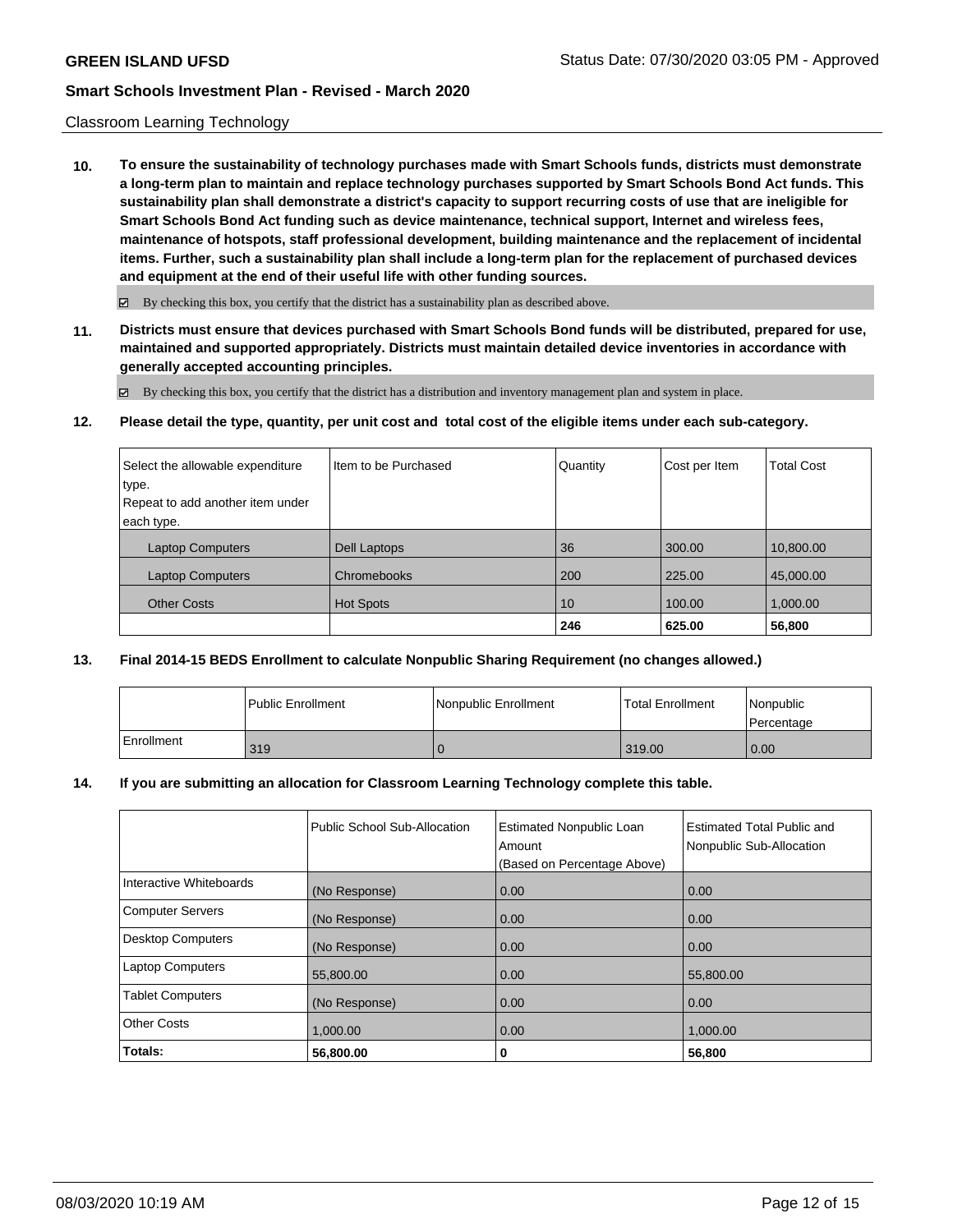Classroom Learning Technology

**10. To ensure the sustainability of technology purchases made with Smart Schools funds, districts must demonstrate a long-term plan to maintain and replace technology purchases supported by Smart Schools Bond Act funds. This sustainability plan shall demonstrate a district's capacity to support recurring costs of use that are ineligible for Smart Schools Bond Act funding such as device maintenance, technical support, Internet and wireless fees, maintenance of hotspots, staff professional development, building maintenance and the replacement of incidental items. Further, such a sustainability plan shall include a long-term plan for the replacement of purchased devices and equipment at the end of their useful life with other funding sources.**

☑ By checking this box, you certify that the district has a sustainability plan as described above.

**11. Districts must ensure that devices purchased with Smart Schools Bond funds will be distributed, prepared for use, maintained and supported appropriately. Districts must maintain detailed device inventories in accordance with generally accepted accounting principles.**

☑ By checking this box, you certify that the district has a distribution and inventory management plan and system in place.

**12. Please detail the type, quantity, per unit cost and total cost of the eligible items under each sub-category.**

| Select the allowable expenditure type. Repeat to add another item under each type. | Item to be Purchased | Quantity | Cost per Item | Total Cost |
|---|---|---|---|---|
| Laptop Computers | Dell Laptops | 36 | 300.00 | 10,800.00 |
| Laptop Computers | Chromebooks | 200 | 225.00 | 45,000.00 |
| Other Costs | Hot Spots | 10 | 100.00 | 1,000.00 |
| | | **246** | **625.00** | **56,800** |

**13. Final 2014-15 BEDS Enrollment to calculate Nonpublic Sharing Requirement (no changes allowed.)**

| | Public Enrollment | Nonpublic Enrollment | Total Enrollment | Nonpublic Percentage |
|---|---|---|---|---|
| Enrollment | 319 | 0 | 319.00 | 0.00 |

**14. If you are submitting an allocation for Classroom Learning Technology complete this table.**

| | Public School Sub-Allocation | Estimated Nonpublic Loan Amount (Based on Percentage Above) | Estimated Total Public and Nonpublic Sub-Allocation |
|---|---|---|---|
| Interactive Whiteboards | (No Response) | 0.00 | 0.00 |
| Computer Servers | (No Response) | 0.00 | 0.00 |
| Desktop Computers | (No Response) | 0.00 | 0.00 |
| Laptop Computers | 55,800.00 | 0.00 | 55,800.00 |
| Tablet Computers | (No Response) | 0.00 | 0.00 |
| Other Costs | 1,000.00 | 0.00 | 1,000.00 |
| **Totals:** | **56,800.00** | **0** | **56,800** |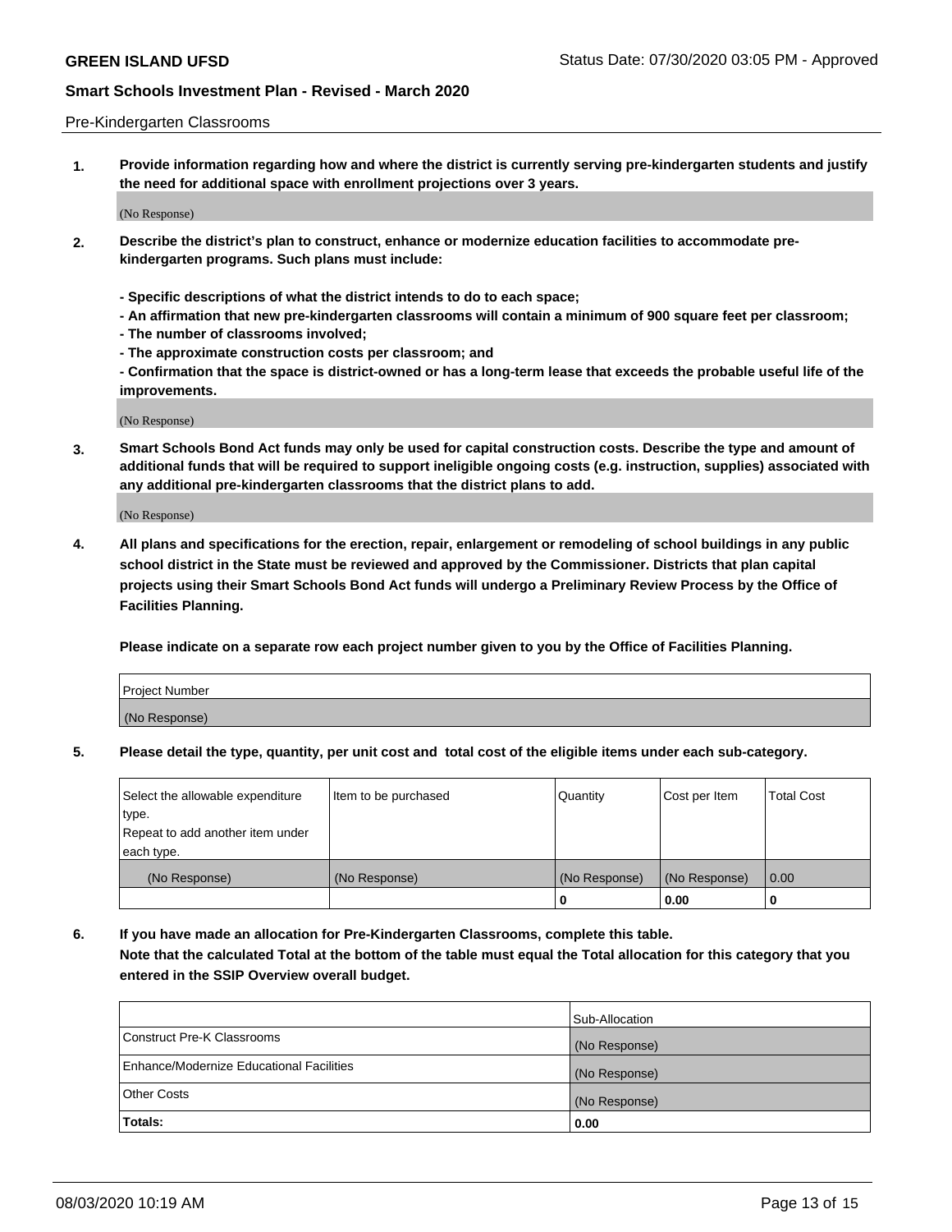Pre-Kindergarten Classrooms

**1. Provide information regarding how and where the district is currently serving pre-kindergarten students and justify the need for additional space with enrollment projections over 3 years.**

(No Response)

**2. Describe the district's plan to construct, enhance or modernize education facilities to accommodate pre-kindergarten programs. Such plans must include:**

**- Specific descriptions of what the district intends to do to each space;**
**- An affirmation that new pre-kindergarten classrooms will contain a minimum of 900 square feet per classroom;**
**- The number of classrooms involved;**
**- The approximate construction costs per classroom; and**
**- Confirmation that the space is district-owned or has a long-term lease that exceeds the probable useful life of the improvements.**

(No Response)

**3. Smart Schools Bond Act funds may only be used for capital construction costs. Describe the type and amount of additional funds that will be required to support ineligible ongoing costs (e.g. instruction, supplies) associated with any additional pre-kindergarten classrooms that the district plans to add.**

(No Response)

**4. All plans and specifications for the erection, repair, enlargement or remodeling of school buildings in any public school district in the State must be reviewed and approved by the Commissioner. Districts that plan capital projects using their Smart Schools Bond Act funds will undergo a Preliminary Review Process by the Office of Facilities Planning.**

**Please indicate on a separate row each project number given to you by the Office of Facilities Planning.**

| Project Number |
|---|
| (No Response) |

**5. Please detail the type, quantity, per unit cost and total cost of the eligible items under each sub-category.**

| Select the allowable expenditure type. Repeat to add another item under each type. | Item to be purchased | Quantity | Cost per Item | Total Cost |
|---|---|---|---|---|
| (No Response) | (No Response) | (No Response) | (No Response) | 0.00 |
| | | 0 | 0.00 | 0 |

**6. If you have made an allocation for Pre-Kindergarten Classrooms, complete this table. Note that the calculated Total at the bottom of the table must equal the Total allocation for this category that you entered in the SSIP Overview overall budget.**

| | Sub-Allocation |
|---|---|
| Construct Pre-K Classrooms | (No Response) |
| Enhance/Modernize Educational Facilities | (No Response) |
| Other Costs | (No Response) |
| **Totals:** | 0.00 |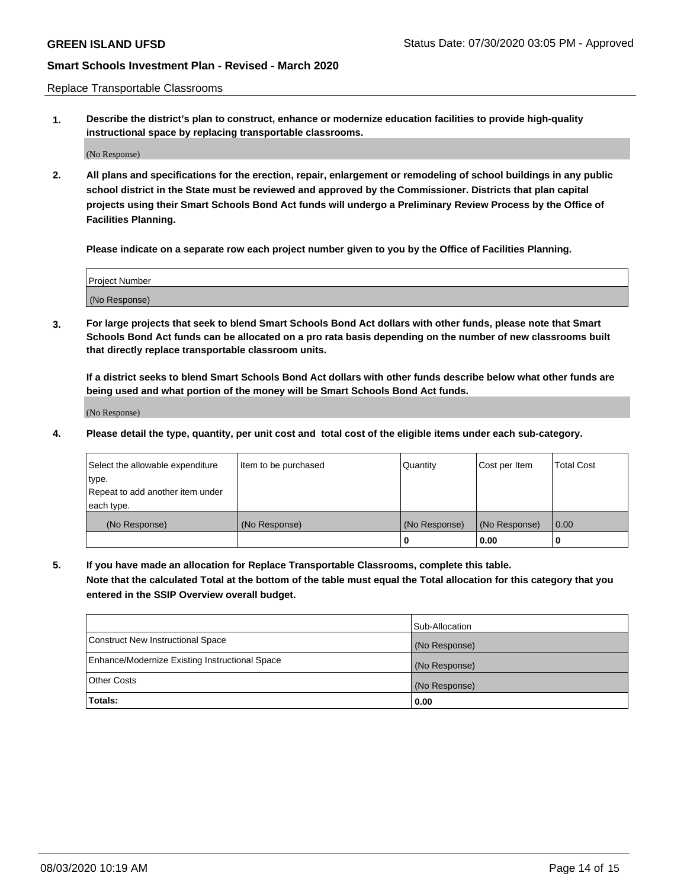Replace Transportable Classrooms

**1. Describe the district's plan to construct, enhance or modernize education facilities to provide high-quality instructional space by replacing transportable classrooms.**

(No Response)

**2. All plans and specifications for the erection, repair, enlargement or remodeling of school buildings in any public school district in the State must be reviewed and approved by the Commissioner. Districts that plan capital projects using their Smart Schools Bond Act funds will undergo a Preliminary Review Process by the Office of Facilities Planning.**

**Please indicate on a separate row each project number given to you by the Office of Facilities Planning.**

| Project Number |
| --- |
| (No Response) |

**3. For large projects that seek to blend Smart Schools Bond Act dollars with other funds, please note that Smart Schools Bond Act funds can be allocated on a pro rata basis depending on the number of new classrooms built that directly replace transportable classroom units.**

**If a district seeks to blend Smart Schools Bond Act dollars with other funds describe below what other funds are being used and what portion of the money will be Smart Schools Bond Act funds.**

(No Response)

**4. Please detail the type, quantity, per unit cost and total cost of the eligible items under each sub-category.**

| Select the allowable expenditure type. Repeat to add another item under each type. | Item to be purchased | Quantity | Cost per Item | Total Cost |
| --- | --- | --- | --- | --- |
| (No Response) | (No Response) | (No Response) | (No Response) | 0.00 |
| | | 0 | 0.00 | 0 |

**5. If you have made an allocation for Replace Transportable Classrooms, complete this table. Note that the calculated Total at the bottom of the table must equal the Total allocation for this category that you entered in the SSIP Overview overall budget.**

| | Sub-Allocation |
| --- | --- |
| Construct New Instructional Space | (No Response) |
| Enhance/Modernize Existing Instructional Space | (No Response) |
| Other Costs | (No Response) |
| **Totals:** | **0.00** |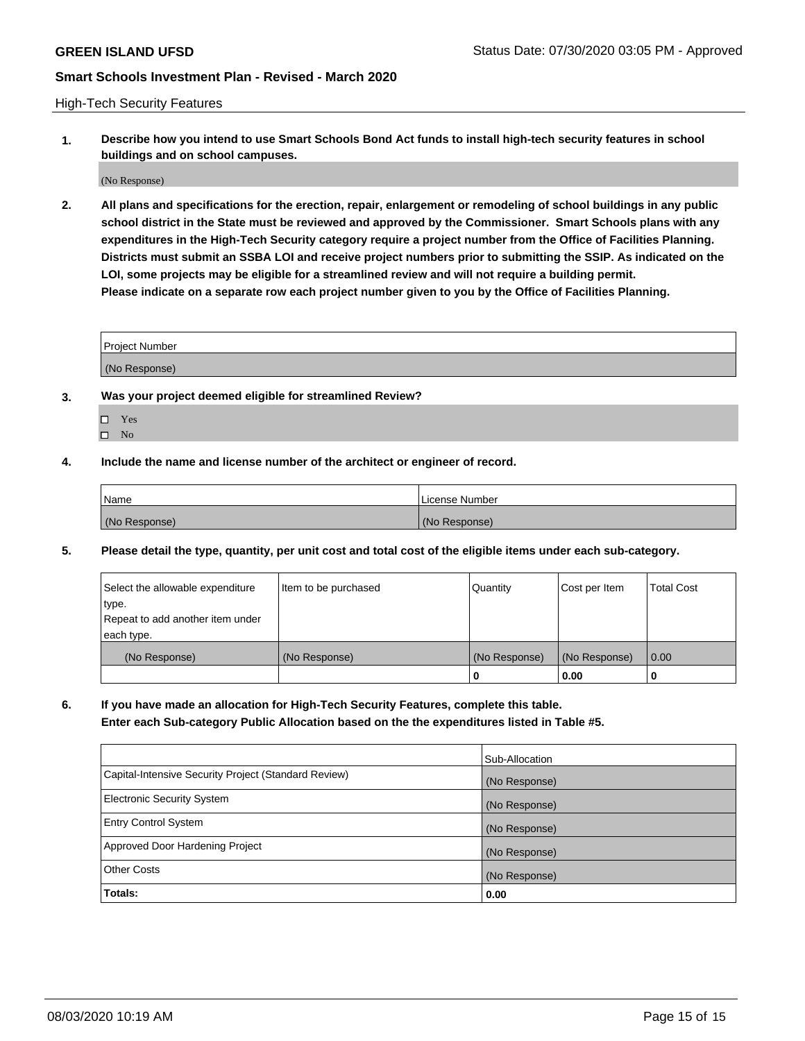High-Tech Security Features

**1. Describe how you intend to use Smart Schools Bond Act funds to install high-tech security features in school buildings and on school campuses.**

(No Response)

**2. All plans and specifications for the erection, repair, enlargement or remodeling of school buildings in any public school district in the State must be reviewed and approved by the Commissioner. Smart Schools plans with any expenditures in the High-Tech Security category require a project number from the Office of Facilities Planning. Districts must submit an SSBA LOI and receive project numbers prior to submitting the SSIP. As indicated on the LOI, some projects may be eligible for a streamlined review and will not require a building permit. Please indicate on a separate row each project number given to you by the Office of Facilities Planning.**

| Project Number |
|---|
| (No Response) |

**3. Was your project deemed eligible for streamlined Review?**

- ☐ Yes
- ☐ No

**4. Include the name and license number of the architect or engineer of record.**

| Name | License Number |
|---|---|
| (No Response) | (No Response) |

**5. Please detail the type, quantity, per unit cost and total cost of the eligible items under each sub-category.**

| Select the allowable expenditure type. Repeat to add another item under each type. | Item to be purchased | Quantity | Cost per Item | Total Cost |
|---|---|---|---|---|
| (No Response) | (No Response) | (No Response) | (No Response) | 0.00 |
| | | 0 | 0.00 | 0 |

**6. If you have made an allocation for High-Tech Security Features, complete this table. Enter each Sub-category Public Allocation based on the the expenditures listed in Table #5.**

| | Sub-Allocation |
|---|---|
| Capital-Intensive Security Project (Standard Review) | (No Response) |
| Electronic Security System | (No Response) |
| Entry Control System | (No Response) |
| Approved Door Hardening Project | (No Response) |
| Other Costs | (No Response) |
| **Totals:** | **0.00** |